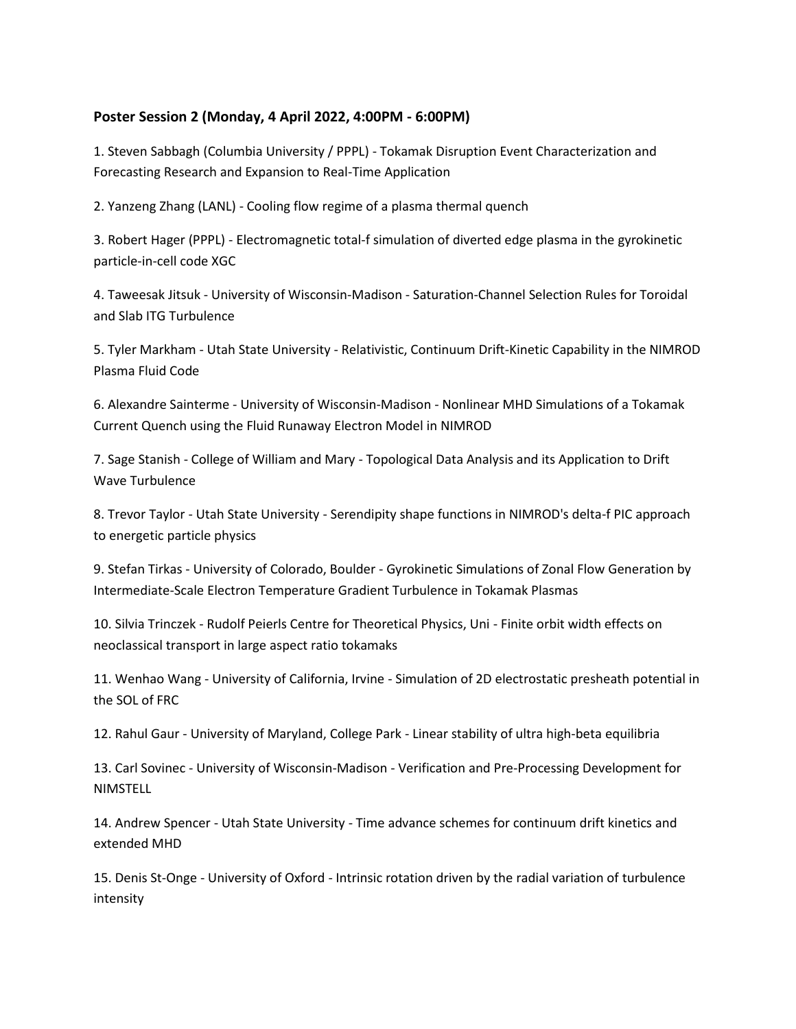**Poster Session 2 (Monday, 4 April 2022, 4:00PM - 6:00PM)**

1. Steven Sabbagh (Columbia University / PPPL) - Tokamak Disruption Event Characterization and Forecasting Research and Expansion to Real-Time Application

2. Yanzeng Zhang (LANL) - Cooling flow regime of a plasma thermal quench

3. Robert Hager (PPPL) - Electromagnetic total-f simulation of diverted edge plasma in the gyrokinetic particle-in-cell code XGC

4. Taweesak Jitsuk - University of Wisconsin-Madison - Saturation-Channel Selection Rules for Toroidal and Slab ITG Turbulence

5. Tyler Markham - Utah State University - Relativistic, Continuum Drift-Kinetic Capability in the NIMROD Plasma Fluid Code

6. Alexandre Sainterme - University of Wisconsin-Madison - Nonlinear MHD Simulations of a Tokamak Current Quench using the Fluid Runaway Electron Model in NIMROD

7. Sage Stanish - College of William and Mary - Topological Data Analysis and its Application to Drift Wave Turbulence

8. Trevor Taylor - Utah State University - Serendipity shape functions in NIMROD's delta-f PIC approach to energetic particle physics

9. Stefan Tirkas - University of Colorado, Boulder - Gyrokinetic Simulations of Zonal Flow Generation by Intermediate-Scale Electron Temperature Gradient Turbulence in Tokamak Plasmas

10. Silvia Trinczek - Rudolf Peierls Centre for Theoretical Physics, Uni - Finite orbit width effects on neoclassical transport in large aspect ratio tokamaks

11. Wenhao Wang - University of California, Irvine - Simulation of 2D electrostatic presheath potential in the SOL of FRC

12. Rahul Gaur - University of Maryland, College Park - Linear stability of ultra high-beta equilibria

13. Carl Sovinec - University of Wisconsin-Madison - Verification and Pre-Processing Development for NIMSTELL

14. Andrew Spencer - Utah State University - Time advance schemes for continuum drift kinetics and extended MHD

15. Denis St-Onge - University of Oxford - Intrinsic rotation driven by the radial variation of turbulence intensity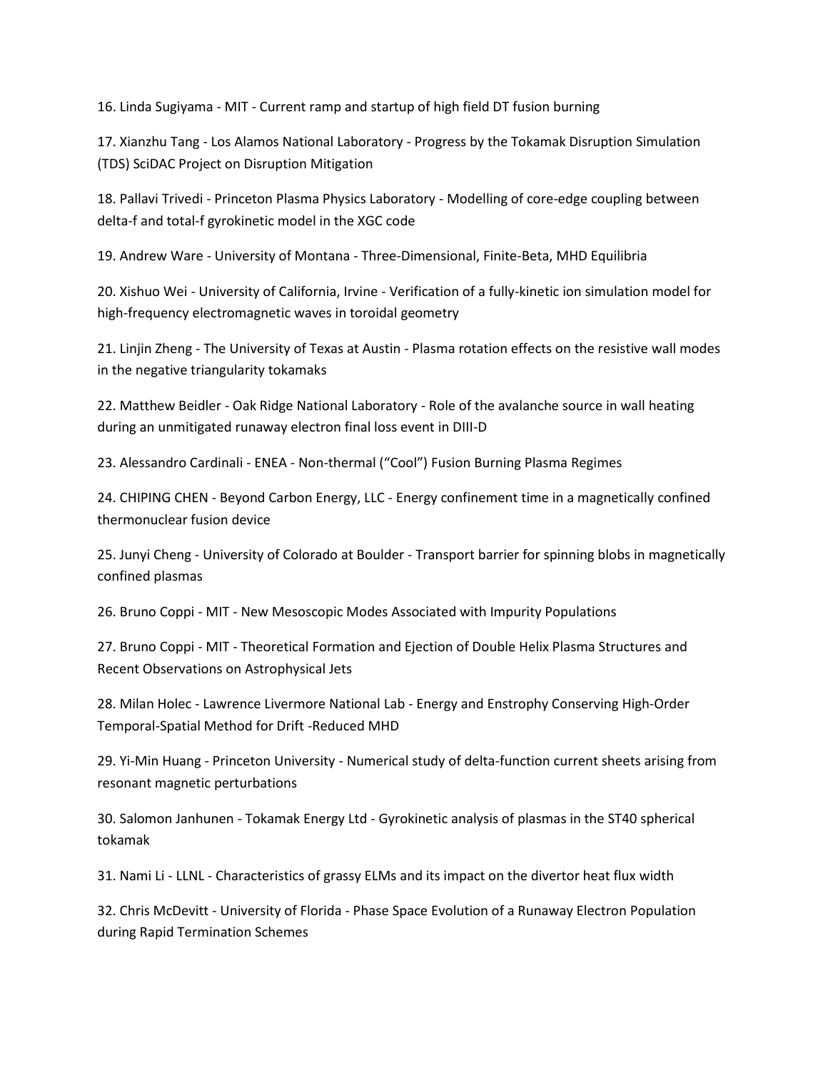16. Linda Sugiyama - MIT - Current ramp and startup of high field DT fusion burning

17. Xianzhu Tang - Los Alamos National Laboratory - Progress by the Tokamak Disruption Simulation (TDS) SciDAC Project on Disruption Mitigation

18. Pallavi Trivedi - Princeton Plasma Physics Laboratory - Modelling of core-edge coupling between delta-f and total-f gyrokinetic model in the XGC code

19. Andrew Ware - University of Montana - Three-Dimensional, Finite-Beta, MHD Equilibria

20. Xishuo Wei - University of California, Irvine - Verification of a fully-kinetic ion simulation model for high-frequency electromagnetic waves in toroidal geometry

21. Linjin Zheng - The University of Texas at Austin - Plasma rotation effects on the resistive wall modes in the negative triangularity tokamaks

22. Matthew Beidler - Oak Ridge National Laboratory - Role of the avalanche source in wall heating during an unmitigated runaway electron final loss event in DIII-D

23. Alessandro Cardinali - ENEA - Non-thermal (“Cool”) Fusion Burning Plasma Regimes

24. CHIPING CHEN - Beyond Carbon Energy, LLC - Energy confinement time in a magnetically confined thermonuclear fusion device

25. Junyi Cheng - University of Colorado at Boulder - Transport barrier for spinning blobs in magnetically confined plasmas

26. Bruno Coppi - MIT - New Mesoscopic Modes Associated with Impurity Populations

27. Bruno Coppi - MIT - Theoretical Formation and Ejection of Double Helix Plasma Structures and Recent Observations on Astrophysical Jets

28. Milan Holec - Lawrence Livermore National Lab - Energy and Enstrophy Conserving High-Order Temporal-Spatial Method for Drift -Reduced MHD

29. Yi-Min Huang - Princeton University - Numerical study of delta-function current sheets arising from resonant magnetic perturbations

30. Salomon Janhunen - Tokamak Energy Ltd - Gyrokinetic analysis of plasmas in the ST40 spherical tokamak

31. Nami Li - LLNL - Characteristics of grassy ELMs and its impact on the divertor heat flux width

32. Chris McDevitt - University of Florida - Phase Space Evolution of a Runaway Electron Population during Rapid Termination Schemes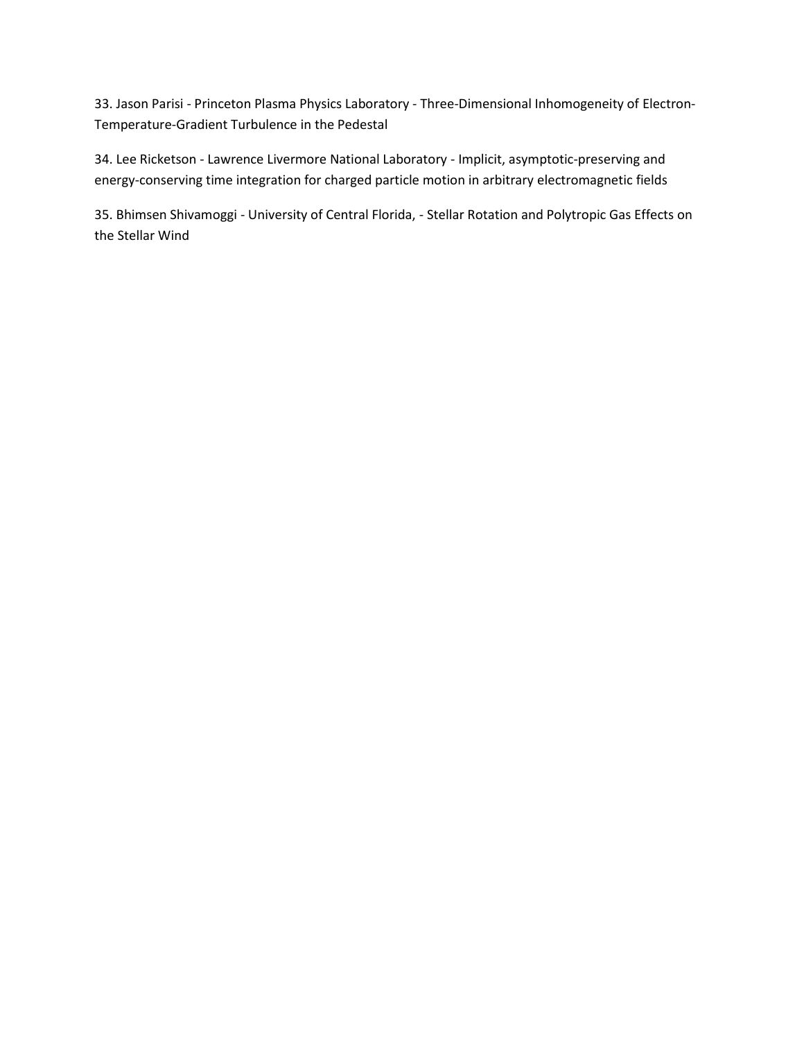33. Jason Parisi - Princeton Plasma Physics Laboratory - Three-Dimensional Inhomogeneity of Electron-Temperature-Gradient Turbulence in the Pedestal

34. Lee Ricketson - Lawrence Livermore National Laboratory - Implicit, asymptotic-preserving and energy-conserving time integration for charged particle motion in arbitrary electromagnetic fields

35. Bhimsen Shivamoggi - University of Central Florida, - Stellar Rotation and Polytropic Gas Effects on the Stellar Wind